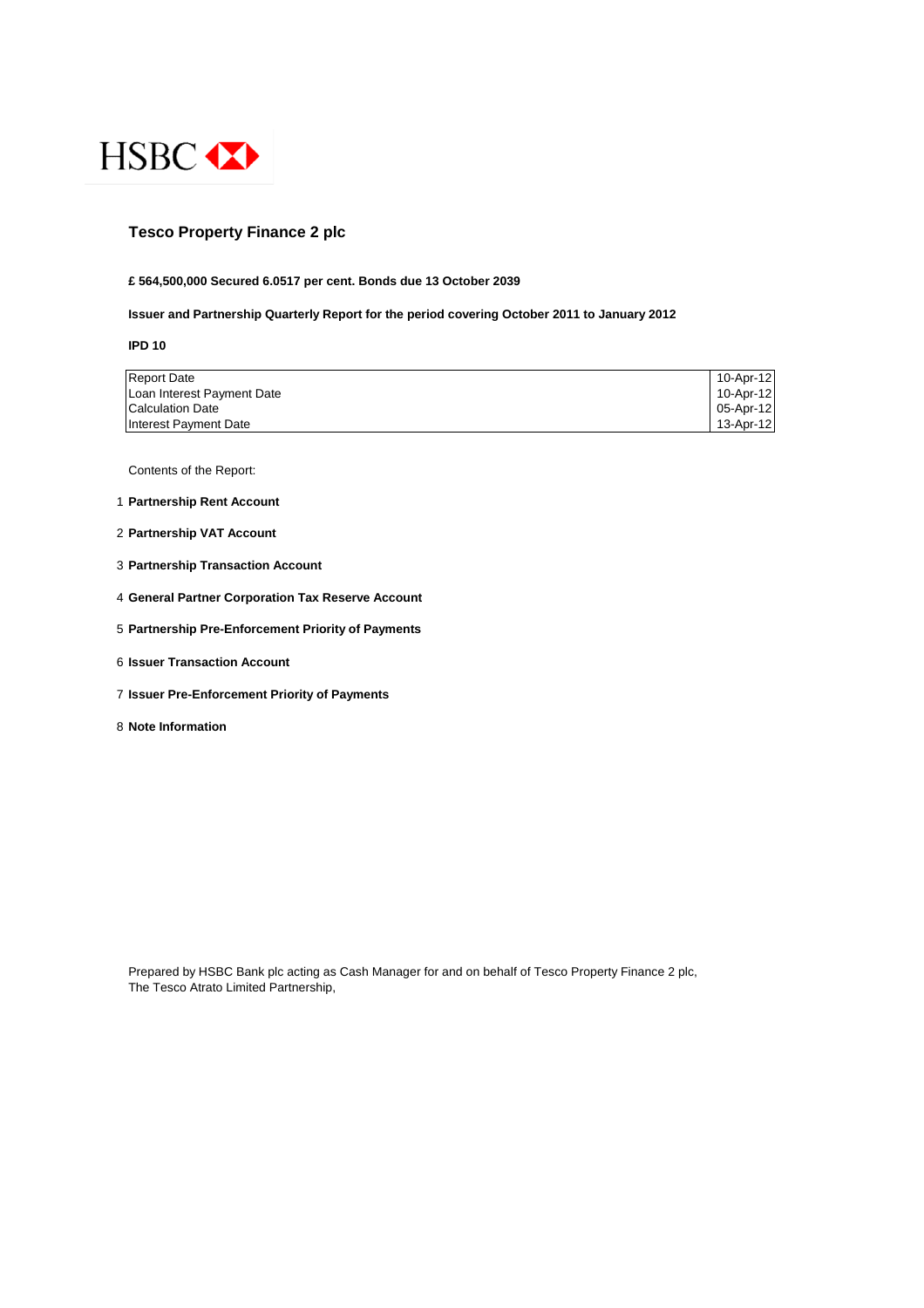HSBC

# Tesco Property Finance 2 plc

**£ 564,500,000 Secured 6.0517 per cent. Bonds due 13 October 2039**

**Issuer and Partnership Quarterly Report for the period covering October 2011 to January 2012**

**IPD 10**

| | |
|---|---|
| Report Date | 10-Apr-12 |
| Loan Interest Payment Date | 10-Apr-12 |
| Calculation Date | 05-Apr-12 |
| Interest Payment Date | 13-Apr-12 |

Contents of the Report:

1. **Partnership Rent Account**
2. **Partnership VAT Account**
3. **Partnership Transaction Account**
4. **General Partner Corporation Tax Reserve Account**
5. **Partnership Pre-Enforcement Priority of Payments**
6. **Issuer Transaction Account**
7. **Issuer Pre-Enforcement Priority of Payments**
8. **Note Information**

Prepared by HSBC Bank plc acting as Cash Manager for and on behalf of Tesco Property Finance 2 plc, The Tesco Atrato Limited Partnership,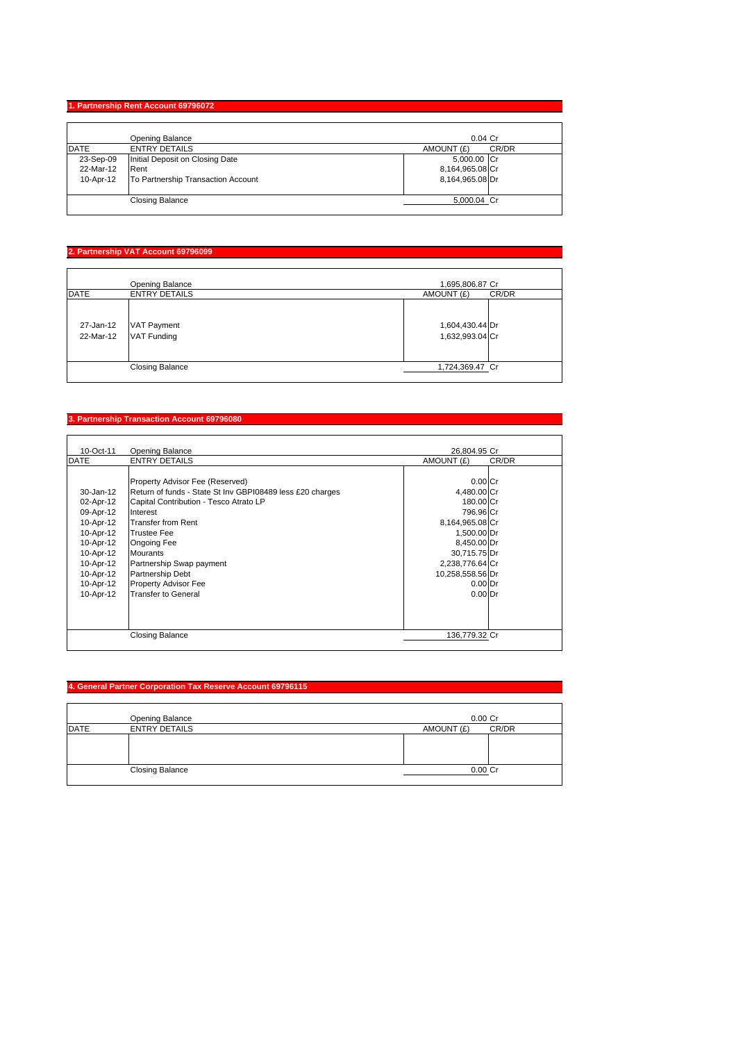## 1. Partnership Rent Account 69796072

| DATE | ENTRY DETAILS | AMOUNT (£) | CR/DR |
|---|---|---|---|
| | Opening Balance | 0.04 | Cr |
| 23-Sep-09 | Initial Deposit on Closing Date | 5,000.00 | Cr |
| 22-Mar-12 | Rent | 8,164,965.08 | Cr |
| 10-Apr-12 | To Partnership Transaction Account | 8,164,965.08 | Dr |
| | Closing Balance | 5,000.04 | Cr |

## 2. Partnership VAT Account 69796099

| DATE | ENTRY DETAILS | AMOUNT (£) | CR/DR |
|---|---|---|---|
| | Opening Balance | 1,695,806.87 | Cr |
| 27-Jan-12 | VAT Payment | 1,604,430.44 | Dr |
| 22-Mar-12 | VAT Funding | 1,632,993.04 | Cr |
| | Closing Balance | 1,724,369.47 | Cr |

## 3. Partnership Transaction Account 69796080

| DATE | ENTRY DETAILS | AMOUNT (£) | CR/DR |
|---|---|---|---|
| 10-Oct-11 | Opening Balance | 26,804.95 | Cr |
| | Property Advisor Fee (Reserved) | 0.00 | Cr |
| 30-Jan-12 | Return of funds - State St Inv GBPI08489 less £20 charges | 4,480.00 | Cr |
| 02-Apr-12 | Capital Contribution - Tesco Atrato LP | 180.00 | Cr |
| 09-Apr-12 | Interest | 796.96 | Cr |
| 10-Apr-12 | Transfer from Rent | 8,164,965.08 | Cr |
| 10-Apr-12 | Trustee Fee | 1,500.00 | Dr |
| 10-Apr-12 | Ongoing Fee | 8,450.00 | Dr |
| 10-Apr-12 | Mourants | 30,715.75 | Dr |
| 10-Apr-12 | Partnership Swap payment | 2,238,776.64 | Cr |
| 10-Apr-12 | Partnership Debt | 10,258,558.56 | Dr |
| 10-Apr-12 | Property Advisor Fee | 0.00 | Dr |
| 10-Apr-12 | Transfer to General | 0.00 | Dr |
| | Closing Balance | 136,779.32 | Cr |

## 4. General Partner Corporation Tax Reserve Account 69796115

| DATE | ENTRY DETAILS | AMOUNT (£) | CR/DR |
|---|---|---|---|
| | Opening Balance | 0.00 | Cr |
| | Closing Balance | 0.00 | Cr |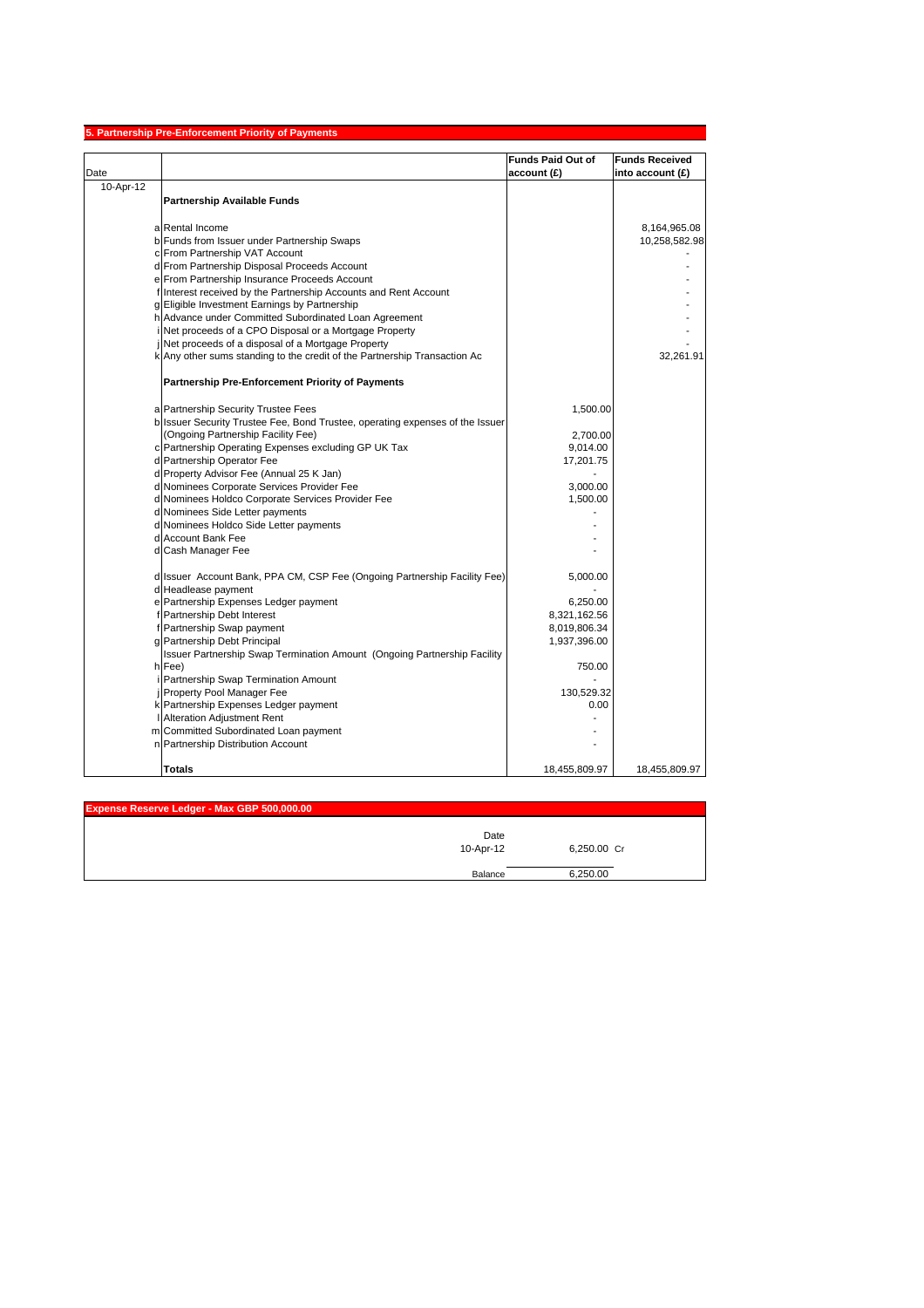## 5. Partnership Pre-Enforcement Priority of Payments

| Date | | | Funds Paid Out of account (£) | Funds Received into account (£) |
|---|---|---|---|---|
| 10-Apr-12 | | **Partnership Available Funds** | | |
| | a | Rental Income | | 8,164,965.08 |
| | b | Funds from Issuer under Partnership Swaps | | 10,258,582.98 |
| | c | From Partnership VAT Account | | - |
| | d | From Partnership Disposal Proceeds Account | | - |
| | e | From Partnership Insurance Proceeds Account | | - |
| | f | Interest received by the Partnership Accounts and Rent Account | | - |
| | g | Eligible Investment Earnings by Partnership | | - |
| | h | Advance under Committed Subordinated Loan Agreement | | - |
| | i | Net proceeds of a CPO Disposal or a Mortgage Property | | - |
| | j | Net proceeds of a disposal of a Mortgage Property | | - |
| | k | Any other sums standing to the credit of the Partnership Transaction Ac | | 32,261.91 |
| | | **Partnership Pre-Enforcement Priority of Payments** | | |
| | a | Partnership Security Trustee Fees | 1,500.00 | |
| | b | Issuer Security Trustee Fee, Bond Trustee, operating expenses of the Issuer (Ongoing Partnership Facility Fee) | 2,700.00 | |
| | c | Partnership Operating Expenses excluding GP UK Tax | 9,014.00 | |
| | d | Partnership Operator Fee | 17,201.75 | |
| | d | Property Advisor Fee (Annual 25 K Jan) | - | |
| | d | Nominees Corporate Services Provider Fee | 3,000.00 | |
| | d | Nominees Holdco Corporate Services Provider Fee | 1,500.00 | |
| | d | Nominees Side Letter payments | - | |
| | d | Nominees Holdco Side Letter payments | - | |
| | d | Account Bank Fee | - | |
| | d | Cash Manager Fee | - | |
| | d | Issuer Account Bank, PPA CM, CSP Fee (Ongoing Partnership Facility Fee) | 5,000.00 | |
| | d | Headlease payment | - | |
| | e | Partnership Expenses Ledger payment | 6,250.00 | |
| | f | Partnership Debt Interest | 8,321,162.56 | |
| | f | Partnership Swap payment | 8,019,806.34 | |
| | g | Partnership Debt Principal | 1,937,396.00 | |
| | h | Issuer Partnership Swap Termination Amount (Ongoing Partnership Facility Fee) | 750.00 | |
| | i | Partnership Swap Termination Amount | - | |
| | j | Property Pool Manager Fee | 130,529.32 | |
| | k | Partnership Expenses Ledger payment | 0.00 | |
| | l | Alteration Adjustment Rent | - | |
| | m | Committed Subordinated Loan payment | - | |
| | n | Partnership Distribution Account | - | |
| | | **Totals** | 18,455,809.97 | 18,455,809.97 |

## Expense Reserve Ledger - Max GBP 500,000.00

| Date | | |
|---|---|---|
| 10-Apr-12 | 6,250.00 | Cr |
| Balance | 6,250.00 | |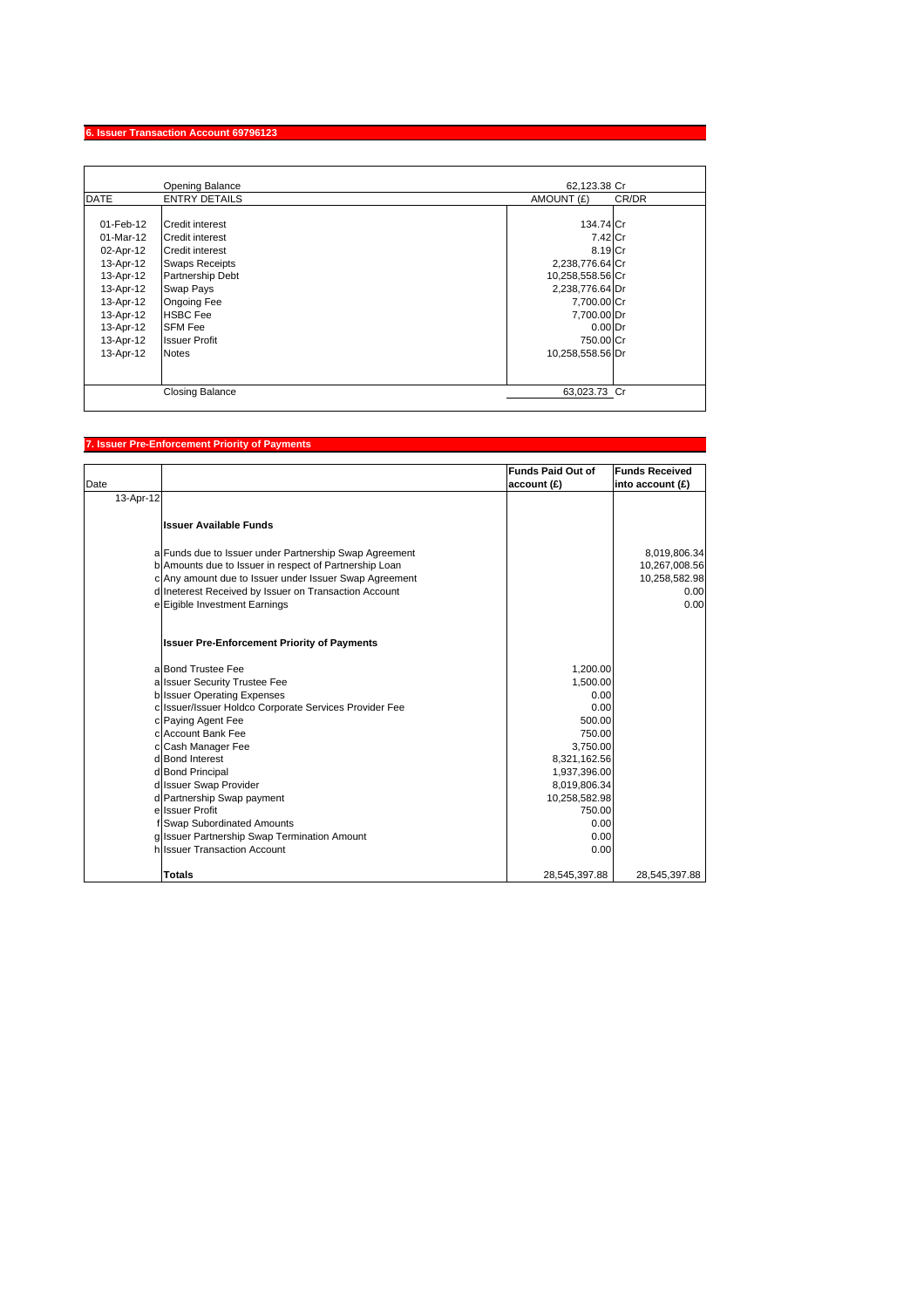## 6. Issuer Transaction Account 69796123

| DATE | ENTRY DETAILS | AMOUNT (£) | CR/DR |
|---|---|---|---|
| | Opening Balance | 62,123.38 | Cr |
| 01-Feb-12 | Credit interest | 134.74 | Cr |
| 01-Mar-12 | Credit interest | 7.42 | Cr |
| 02-Apr-12 | Credit interest | 8.19 | Cr |
| 13-Apr-12 | Swaps Receipts | 2,238,776.64 | Cr |
| 13-Apr-12 | Partnership Debt | 10,258,558.56 | Cr |
| 13-Apr-12 | Swap Pays | 2,238,776.64 | Dr |
| 13-Apr-12 | Ongoing Fee | 7,700.00 | Cr |
| 13-Apr-12 | HSBC Fee | 7,700.00 | Dr |
| 13-Apr-12 | SFM Fee | 0.00 | Dr |
| 13-Apr-12 | Issuer Profit | 750.00 | Cr |
| 13-Apr-12 | Notes | 10,258,558.56 | Dr |
| | Closing Balance | 63,023.73 | Cr |

## 7. Issuer Pre-Enforcement Priority of Payments

| Date | | | Funds Paid Out of account (£) | Funds Received into account (£) |
|---|---|---|---|---|
| 13-Apr-12 | | | | |
| | | **Issuer Available Funds** | | |
| | a | Funds due to Issuer under Partnership Swap Agreement | | 8,019,806.34 |
| | b | Amounts due to Issuer in respect of Partnership Loan | | 10,267,008.56 |
| | c | Any amount due to Issuer under Issuer Swap Agreement | | 10,258,582.98 |
| | d | Ineterest Received by Issuer on Transaction Account | | 0.00 |
| | e | Eigible Investment Earnings | | 0.00 |
| | | **Issuer Pre-Enforcement Priority of Payments** | | |
| | a | Bond Trustee Fee | 1,200.00 | |
| | a | Issuer Security Trustee Fee | 1,500.00 | |
| | b | Issuer Operating Expenses | 0.00 | |
| | c | Issuer/Issuer Holdco Corporate Services Provider Fee | 0.00 | |
| | c | Paying Agent Fee | 500.00 | |
| | c | Account Bank Fee | 750.00 | |
| | c | Cash Manager Fee | 3,750.00 | |
| | d | Bond Interest | 8,321,162.56 | |
| | d | Bond Principal | 1,937,396.00 | |
| | d | Issuer Swap Provider | 8,019,806.34 | |
| | d | Partnership Swap payment | 10,258,582.98 | |
| | e | Issuer Profit | 750.00 | |
| | f | Swap Subordinated Amounts | 0.00 | |
| | g | Issuer Partnership Swap Termination Amount | 0.00 | |
| | h | Issuer Transaction Account | 0.00 | |
| | | **Totals** | 28,545,397.88 | 28,545,397.88 |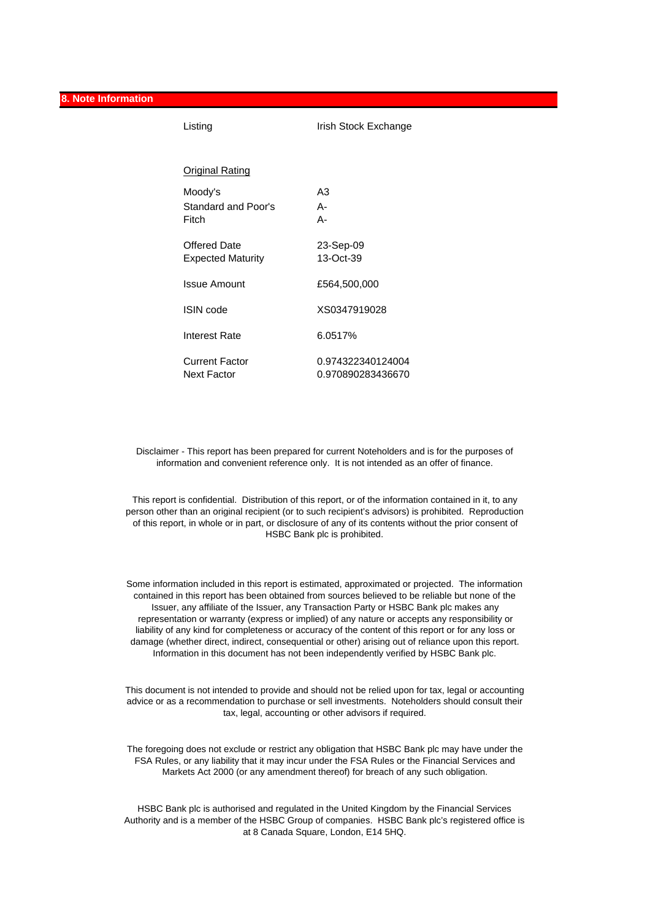## 8. Note Information

| | |
|---|---|
| Listing | Irish Stock Exchange |
| Original Rating | |
| Moody's | A3 |
| Standard and Poor's | A- |
| Fitch | A- |
| Offered Date | 23-Sep-09 |
| Expected Maturity | 13-Oct-39 |
| Issue Amount | £564,500,000 |
| ISIN code | XS0347919028 |
| Interest Rate | 6.0517% |
| Current Factor | 0.974322340124004 |
| Next Factor | 0.970890283436670 |

Disclaimer - This report has been prepared for current Noteholders and is for the purposes of information and convenient reference only. It is not intended as an offer of finance.

This report is confidential. Distribution of this report, or of the information contained in it, to any person other than an original recipient (or to such recipient's advisors) is prohibited. Reproduction of this report, in whole or in part, or disclosure of any of its contents without the prior consent of HSBC Bank plc is prohibited.

Some information included in this report is estimated, approximated or projected. The information contained in this report has been obtained from sources believed to be reliable but none of the Issuer, any affiliate of the Issuer, any Transaction Party or HSBC Bank plc makes any representation or warranty (express or implied) of any nature or accepts any responsibility or liability of any kind for completeness or accuracy of the content of this report or for any loss or damage (whether direct, indirect, consequential or other) arising out of reliance upon this report. Information in this document has not been independently verified by HSBC Bank plc.

This document is not intended to provide and should not be relied upon for tax, legal or accounting advice or as a recommendation to purchase or sell investments. Noteholders should consult their tax, legal, accounting or other advisors if required.

The foregoing does not exclude or restrict any obligation that HSBC Bank plc may have under the FSA Rules, or any liability that it may incur under the FSA Rules or the Financial Services and Markets Act 2000 (or any amendment thereof) for breach of any such obligation.

HSBC Bank plc is authorised and regulated in the United Kingdom by the Financial Services Authority and is a member of the HSBC Group of companies. HSBC Bank plc's registered office is at 8 Canada Square, London, E14 5HQ.